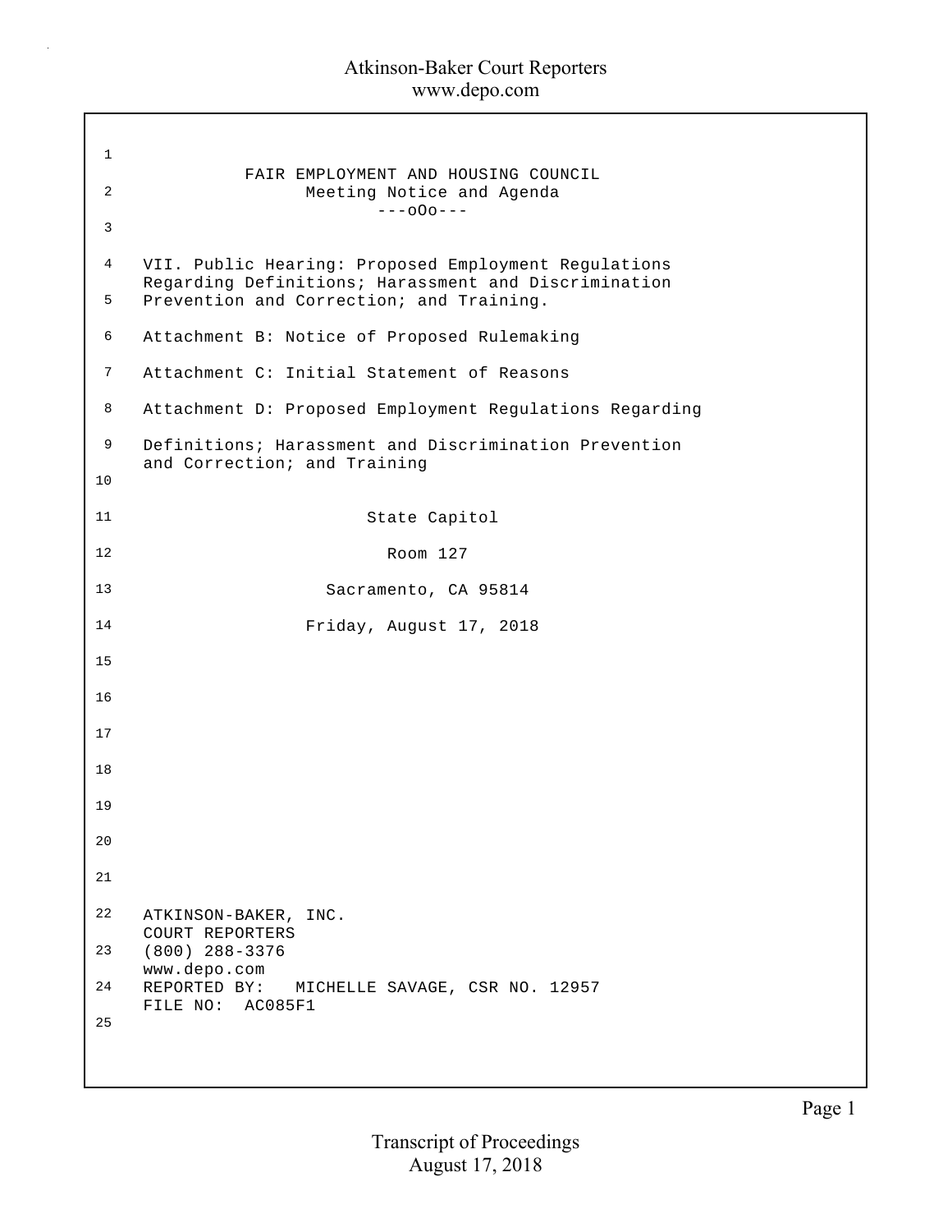FAIR EMPLOYMENT AND HOUSING COUNCIL
Meeting Notice and Agenda
---oOo---

VII. Public Hearing: Proposed Employment Regulations Regarding Definitions; Harassment and Discrimination Prevention and Correction; and Training.

Attachment B: Notice of Proposed Rulemaking

Attachment C: Initial Statement of Reasons

Attachment D: Proposed Employment Regulations Regarding

Definitions; Harassment and Discrimination Prevention and Correction; and Training

State Capitol

Room 127

Sacramento, CA 95814

Friday, August 17, 2018

ATKINSON-BAKER, INC.
COURT REPORTERS
(800) 288-3376
www.depo.com
REPORTED BY: MICHELLE SAVAGE, CSR NO. 12957
FILE NO: AC085F1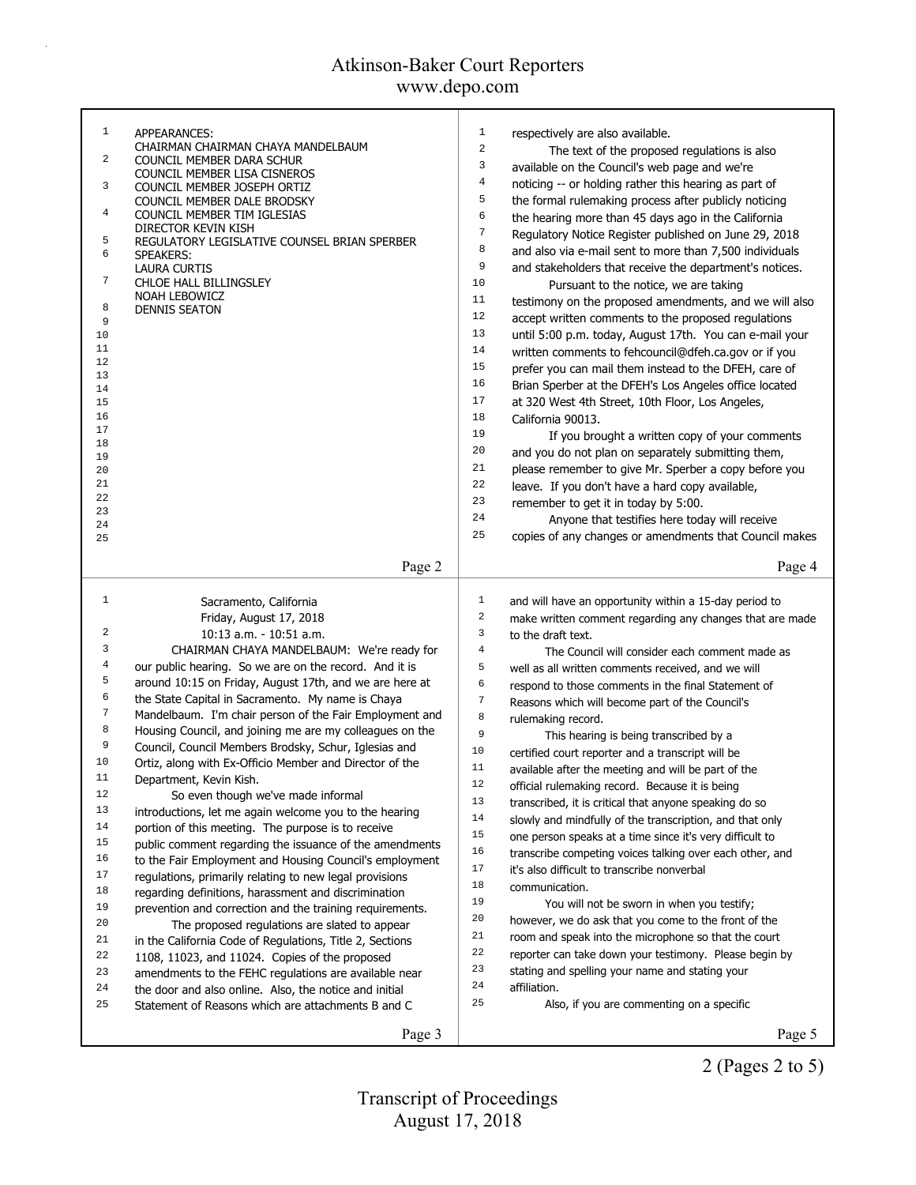APPEARANCES:
CHAIRMAN CHAIRMAN CHAYA MANDELBAUM
COUNCIL MEMBER DARA SCHUR
COUNCIL MEMBER LISA CISNEROS
COUNCIL MEMBER JOSEPH ORTIZ
COUNCIL MEMBER DALE BRODSKY
COUNCIL MEMBER TIM IGLESIAS
DIRECTOR KEVIN KISH
REGULATORY LEGISLATIVE COUNSEL BRIAN SPERBER

SPEAKERS:
LAURA CURTIS
CHLOE HALL BILLINGSLEY
NOAH LEBOWICZ
DENNIS SEATON

Sacramento, California
Friday, August 17, 2018
10:13 a.m. - 10:51 a.m.

CHAIRMAN CHAYA MANDELBAUM: We're ready for our public hearing. So we are on the record. And it is around 10:15 on Friday, August 17th, and we are here at the State Capital in Sacramento. My name is Chaya Mandelbaum. I'm chair person of the Fair Employment and Housing Council, and joining me are my colleagues on the Council, Council Members Brodsky, Schur, Iglesias and Ortiz, along with Ex-Officio Member and Director of the Department, Kevin Kish.

So even though we've made informal introductions, let me again welcome you to the hearing portion of this meeting. The purpose is to receive public comment regarding the issuance of the amendments to the Fair Employment and Housing Council's employment regulations, primarily relating to new legal provisions regarding definitions, harassment and discrimination prevention and correction and the training requirements.

The proposed regulations are slated to appear in the California Code of Regulations, Title 2, Sections 1108, 11023, and 11024. Copies of the proposed amendments to the FEHC regulations are available near the door and also online. Also, the notice and initial Statement of Reasons which are attachments B and C respectively are also available.

The text of the proposed regulations is also available on the Council's web page and we're noticing -- or holding rather this hearing as part of the formal rulemaking process after publicly noticing the hearing more than 45 days ago in the California Regulatory Notice Register published on June 29, 2018 and also via e-mail sent to more than 7,500 individuals and stakeholders that receive the department's notices.

Pursuant to the notice, we are taking testimony on the proposed amendments, and we will also accept written comments to the proposed regulations until 5:00 p.m. today, August 17th. You can e-mail your written comments to fehcouncil@dfeh.ca.gov or if you prefer you can mail them instead to the DFEH, care of Brian Sperber at the DFEH's Los Angeles office located at 320 West 4th Street, 10th Floor, Los Angeles, California 90013.

If you brought a written copy of your comments and you do not plan on separately submitting them, please remember to give Mr. Sperber a copy before you leave. If you don't have a hard copy available, remember to get it in today by 5:00.

Anyone that testifies here today will receive copies of any changes or amendments that Council makes and will have an opportunity within a 15-day period to make written comment regarding any changes that are made to the draft text.

The Council will consider each comment made as well as all written comments received, and we will respond to those comments in the final Statement of Reasons which will become part of the Council's rulemaking record.

This hearing is being transcribed by a certified court reporter and a transcript will be available after the meeting and will be part of the official rulemaking record. Because it is being transcribed, it is critical that anyone speaking do so slowly and mindfully of the transcription, and that only one person speaks at a time since it's very difficult to transcribe competing voices talking over each other, and it's also difficult to transcribe nonverbal communication.

You will not be sworn in when you testify; however, we do ask that you come to the front of the room and speak into the microphone so that the court reporter can take down your testimony. Please begin by stating and spelling your name and stating your affiliation.

Also, if you are commenting on a specific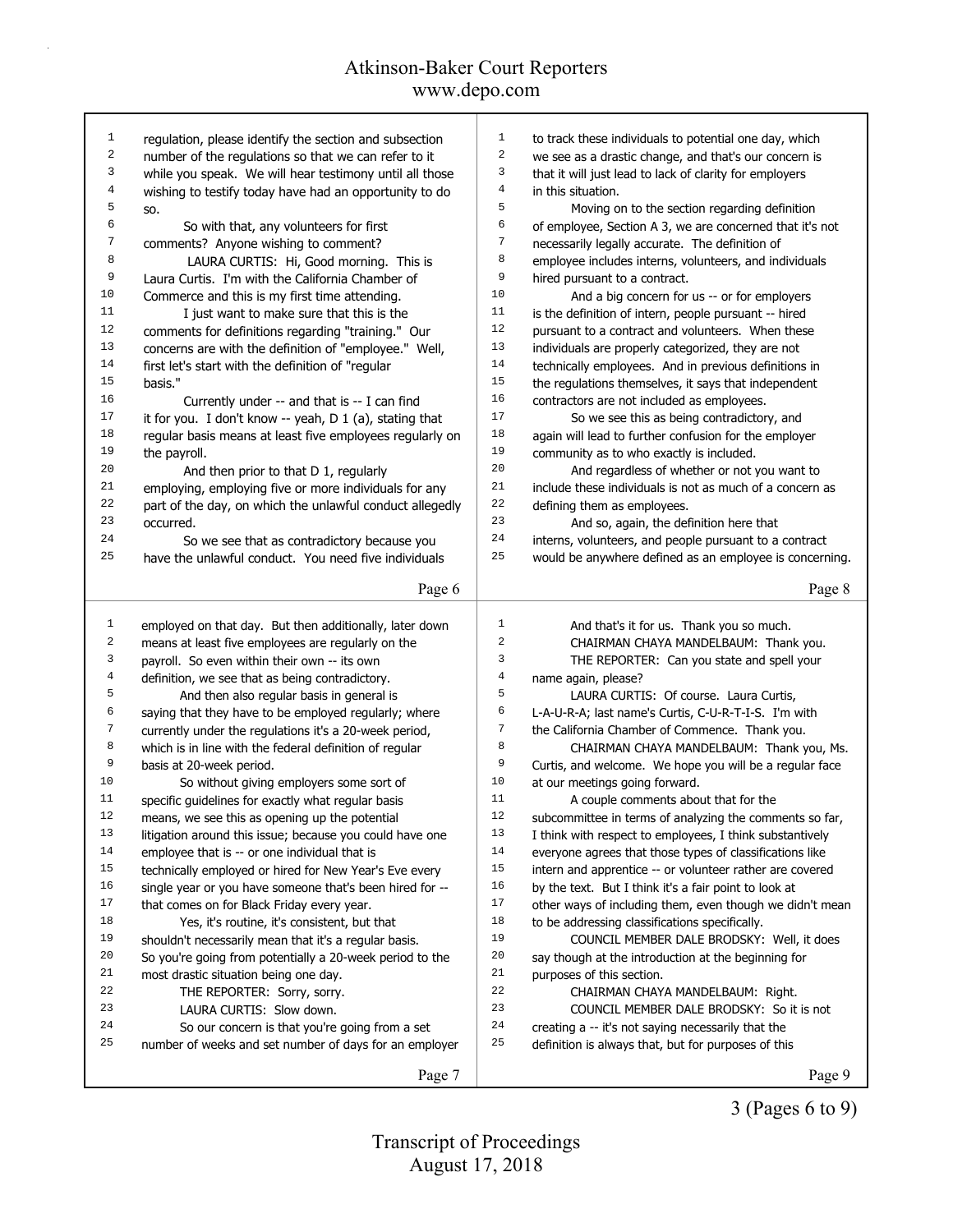regulation, please identify the section and subsection number of the regulations so that we can refer to it while you speak. We will hear testimony until all those wishing to testify today have had an opportunity to do so.

So with that, any volunteers for first comments? Anyone wishing to comment?

LAURA CURTIS: Hi, Good morning. This is Laura Curtis. I'm with the California Chamber of Commerce and this is my first time attending.

I just want to make sure that this is the comments for definitions regarding "training." Our concerns are with the definition of "employee." Well, first let's start with the definition of "regular basis."

Currently under -- and that is -- I can find it for you. I don't know -- yeah, D 1 (a), stating that regular basis means at least five employees regularly on the payroll.

And then prior to that D 1, regularly employing, employing five or more individuals for any part of the day, on which the unlawful conduct allegedly occurred.

So we see that as contradictory because you have the unlawful conduct. You need five individuals employed on that day. But then additionally, later down means at least five employees are regularly on the payroll. So even within their own -- its own definition, we see that as being contradictory.

And then also regular basis in general is saying that they have to be employed regularly; where currently under the regulations it's a 20-week period, which is in line with the federal definition of regular basis at 20-week period.

So without giving employers some sort of specific guidelines for exactly what regular basis means, we see this as opening up the potential litigation around this issue; because you could have one employee that is -- or one individual that is technically employed or hired for New Year's Eve every single year or you have someone that's been hired for -- that comes on for Black Friday every year.

Yes, it's routine, it's consistent, but that shouldn't necessarily mean that it's a regular basis. So you're going from potentially a 20-week period to the most drastic situation being one day.

THE REPORTER: Sorry, sorry.

LAURA CURTIS: Slow down.

So our concern is that you're going from a set number of weeks and set number of days for an employer to track these individuals to potential one day, which we see as a drastic change, and that's our concern is that it will just lead to lack of clarity for employers in this situation.

Moving on to the section regarding definition of employee, Section A 3, we are concerned that it's not necessarily legally accurate. The definition of employee includes interns, volunteers, and individuals hired pursuant to a contract.

And a big concern for us -- or for employers is the definition of intern, people pursuant -- hired pursuant to a contract and volunteers. When these individuals are properly categorized, they are not technically employees. And in previous definitions in the regulations themselves, it says that independent contractors are not included as employees.

So we see this as being contradictory, and again will lead to further confusion for the employer community as to who exactly is included.

And regardless of whether or not you want to include these individuals is not as much of a concern as defining them as employees.

And so, again, the definition here that interns, volunteers, and people pursuant to a contract would be anywhere defined as an employee is concerning.

And that's it for us. Thank you so much.

CHAIRMAN CHAYA MANDELBAUM: Thank you.

THE REPORTER: Can you state and spell your name again, please?

LAURA CURTIS: Of course. Laura Curtis, L-A-U-R-A; last name's Curtis, C-U-R-T-I-S. I'm with the California Chamber of Commence. Thank you.

CHAIRMAN CHAYA MANDELBAUM: Thank you, Ms. Curtis, and welcome. We hope you will be a regular face at our meetings going forward.

A couple comments about that for the subcommittee in terms of analyzing the comments so far, I think with respect to employees, I think substantively everyone agrees that those types of classifications like intern and apprentice -- or volunteer rather are covered by the text. But I think it's a fair point to look at other ways of including them, even though we didn't mean to be addressing classifications specifically.

COUNCIL MEMBER DALE BRODSKY: Well, it does say though at the introduction at the beginning for purposes of this section.

CHAIRMAN CHAYA MANDELBAUM: Right.

COUNCIL MEMBER DALE BRODSKY: So it is not creating a -- it's not saying necessarily that the definition is always that, but for purposes of this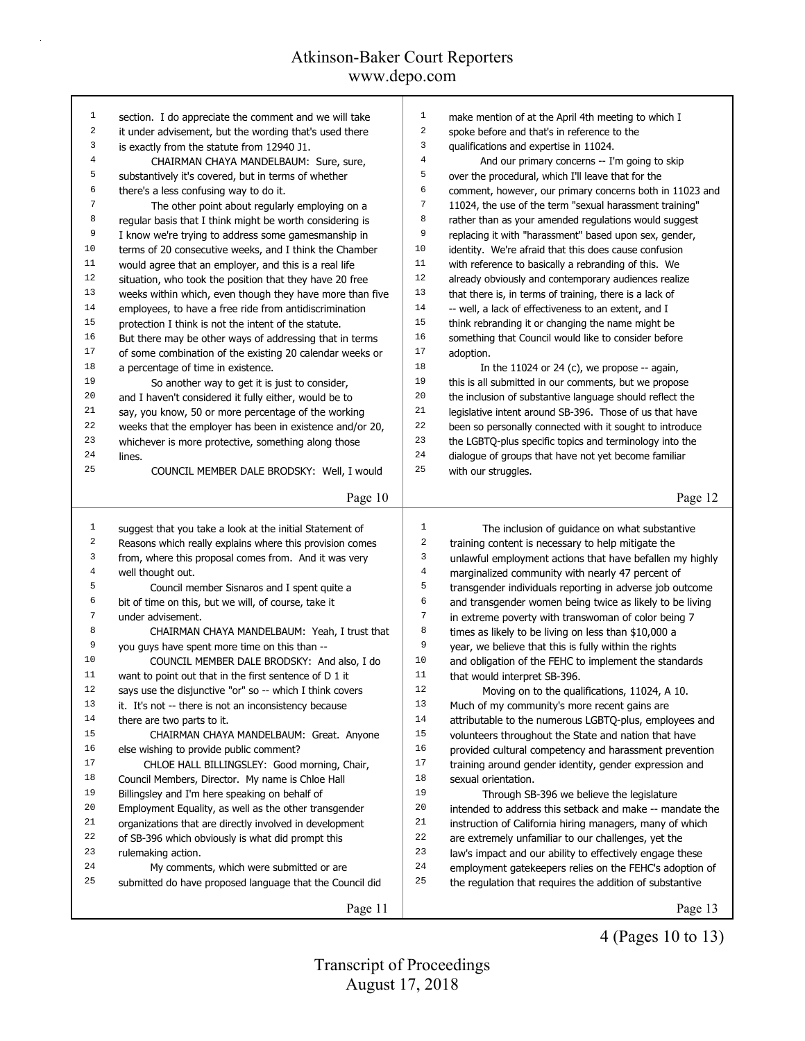section. I do appreciate the comment and we will take it under advisement, but the wording that's used there is exactly from the statute from 12940 J1.

CHAIRMAN CHAYA MANDELBAUM: Sure, sure, substantively it's covered, but in terms of whether there's a less confusing way to do it.

The other point about regularly employing on a regular basis that I think might be worth considering is I know we're trying to address some gamesmanship in terms of 20 consecutive weeks, and I think the Chamber would agree that an employer, and this is a real life situation, who took the position that they have 20 free weeks within which, even though they have more than five employees, to have a free ride from antidiscrimination protection I think is not the intent of the statute. But there may be other ways of addressing that in terms of some combination of the existing 20 calendar weeks or a percentage of time in existence.

So another way to get it is just to consider, and I haven't considered it fully either, would be to say, you know, 50 or more percentage of the working weeks that the employer has been in existence and/or 20, whichever is more protective, something along those lines.

COUNCIL MEMBER DALE BRODSKY: Well, I would suggest that you take a look at the initial Statement of Reasons which really explains where this provision comes from, where this proposal comes from. And it was very well thought out.

Council member Sisnaros and I spent quite a bit of time on this, but we will, of course, take it under advisement.

CHAIRMAN CHAYA MANDELBAUM: Yeah, I trust that you guys have spent more time on this than --

COUNCIL MEMBER DALE BRODSKY: And also, I do want to point out that in the first sentence of D 1 it says use the disjunctive "or" so -- which I think covers it. It's not -- there is not an inconsistency because there are two parts to it.

CHAIRMAN CHAYA MANDELBAUM: Great. Anyone else wishing to provide public comment?

CHLOE HALL BILLINGSLEY: Good morning, Chair, Council Members, Director. My name is Chloe Hall Billingsley and I'm here speaking on behalf of Employment Equality, as well as the other transgender organizations that are directly involved in development of SB-396 which obviously is what did prompt this rulemaking action.

My comments, which were submitted or are submitted do have proposed language that the Council did make mention of at the April 4th meeting to which I spoke before and that's in reference to the qualifications and expertise in 11024.

And our primary concerns -- I'm going to skip over the procedural, which I'll leave that for the comment, however, our primary concerns both in 11023 and 11024, the use of the term "sexual harassment training" rather than as your amended regulations would suggest replacing it with "harassment" based upon sex, gender, identity. We're afraid that this does cause confusion with reference to basically a rebranding of this. We already obviously and contemporary audiences realize that there is, in terms of training, there is a lack of -- well, a lack of effectiveness to an extent, and I think rebranding it or changing the name might be something that Council would like to consider before adoption.

In the 11024 or 24 (c), we propose -- again, this is all submitted in our comments, but we propose the inclusion of substantive language should reflect the legislative intent around SB-396. Those of us that have been so personally connected with it sought to introduce the LGBTQ-plus specific topics and terminology into the dialogue of groups that have not yet become familiar with our struggles.

The inclusion of guidance on what substantive training content is necessary to help mitigate the unlawful employment actions that have befallen my highly marginalized community with nearly 47 percent of transgender individuals reporting in adverse job outcome and transgender women being twice as likely to be living in extreme poverty with transwoman of color being 7 times as likely to be living on less than $10,000 a year, we believe that this is fully within the rights and obligation of the FEHC to implement the standards that would interpret SB-396.

Moving on to the qualifications, 11024, A 10. Much of my community's more recent gains are attributable to the numerous LGBTQ-plus, employees and volunteers throughout the State and nation that have provided cultural competency and harassment prevention training around gender identity, gender expression and sexual orientation.

Through SB-396 we believe the legislature intended to address this setback and make -- mandate the instruction of California hiring managers, many of which are extremely unfamiliar to our challenges, yet the law's impact and our ability to effectively engage these employment gatekeepers relies on the FEHC's adoption of the regulation that requires the addition of substantive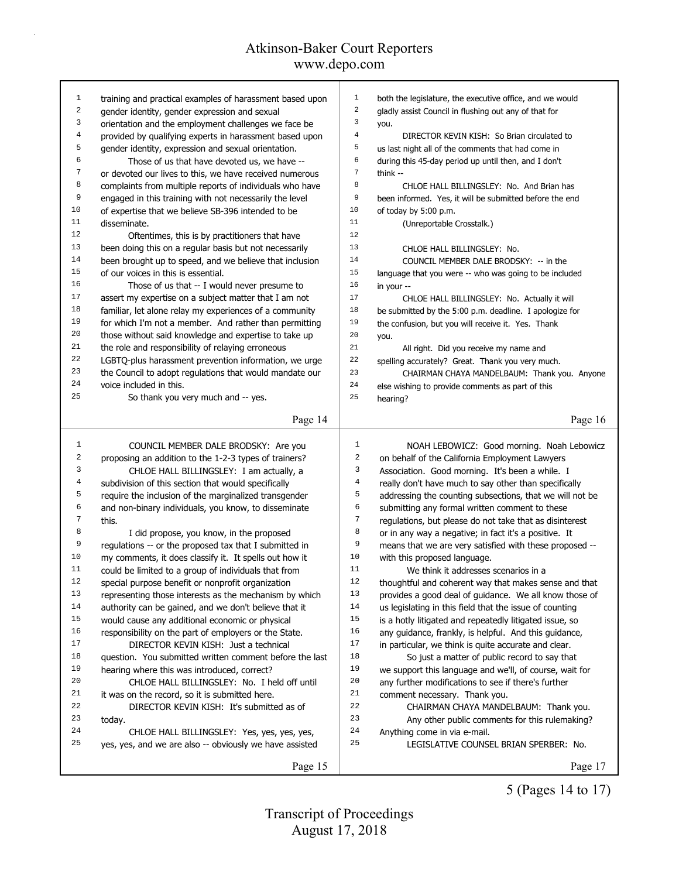training and practical examples of harassment based upon gender identity, gender expression and sexual orientation and the employment challenges we face be provided by qualifying experts in harassment based upon gender identity, expression and sexual orientation.

Those of us that have devoted us, we have -- or devoted our lives to this, we have received numerous complaints from multiple reports of individuals who have engaged in this training with not necessarily the level of expertise that we believe SB-396 intended to be disseminate.

Oftentimes, this is by practitioners that have been doing this on a regular basis but not necessarily been brought up to speed, and we believe that inclusion of our voices in this is essential.

Those of us that -- I would never presume to assert my expertise on a subject matter that I am not familiar, let alone relay my experiences of a community for which I'm not a member. And rather than permitting those without said knowledge and expertise to take up the role and responsibility of relaying erroneous LGBTQ-plus harassment prevention information, we urge the Council to adopt regulations that would mandate our voice included in this.

So thank you very much and -- yes.

COUNCIL MEMBER DALE BRODSKY: Are you proposing an addition to the 1-2-3 types of trainers?

CHLOE HALL BILLINGSLEY: I am actually, a subdivision of this section that would specifically require the inclusion of the marginalized transgender and non-binary individuals, you know, to disseminate this.

I did propose, you know, in the proposed regulations -- or the proposed tax that I submitted in my comments, it does classify it. It spells out how it could be limited to a group of individuals that from special purpose benefit or nonprofit organization representing those interests as the mechanism by which authority can be gained, and we don't believe that it would cause any additional economic or physical responsibility on the part of employers or the State.

DIRECTOR KEVIN KISH: Just a technical question. You submitted written comment before the last hearing where this was introduced, correct?

CHLOE HALL BILLINGSLEY: No. I held off until it was on the record, so it is submitted here.

DIRECTOR KEVIN KISH: It's submitted as of today.

CHLOE HALL BILLINGSLEY: Yes, yes, yes, yes, yes, yes, and we are also -- obviously we have assisted both the legislature, the executive office, and we would gladly assist Council in flushing out any of that for you.

DIRECTOR KEVIN KISH: So Brian circulated to us last night all of the comments that had come in during this 45-day period up until then, and I don't think --

CHLOE HALL BILLINGSLEY: No. And Brian has been informed. Yes, it will be submitted before the end of today by 5:00 p.m.

(Unreportable Crosstalk.)

CHLOE HALL BILLINGSLEY: No.

COUNCIL MEMBER DALE BRODSKY: -- in the language that you were -- who was going to be included in your --

CHLOE HALL BILLINGSLEY: No. Actually it will be submitted by the 5:00 p.m. deadline. I apologize for the confusion, but you will receive it. Yes. Thank you.

All right. Did you receive my name and spelling accurately? Great. Thank you very much.

CHAIRMAN CHAYA MANDELBAUM: Thank you. Anyone else wishing to provide comments as part of this hearing?

NOAH LEBOWICZ: Good morning. Noah Lebowicz on behalf of the California Employment Lawyers Association. Good morning. It's been a while. I really don't have much to say other than specifically addressing the counting subsections, that we will not be submitting any formal written comment to these regulations, but please do not take that as disinterest or in any way a negative; in fact it's a positive. It means that we are very satisfied with these proposed -- with this proposed language.

We think it addresses scenarios in a thoughtful and coherent way that makes sense and that provides a good deal of guidance. We all know those of us legislating in this field that the issue of counting is a hotly litigated and repeatedly litigated issue, so any guidance, frankly, is helpful. And this guidance, in particular, we think is quite accurate and clear.

So just a matter of public record to say that we support this language and we'll, of course, wait for any further modifications to see if there's further comment necessary. Thank you.

CHAIRMAN CHAYA MANDELBAUM: Thank you.

Any other public comments for this rulemaking? Anything come in via e-mail.

LEGISLATIVE COUNSEL BRIAN SPERBER: No.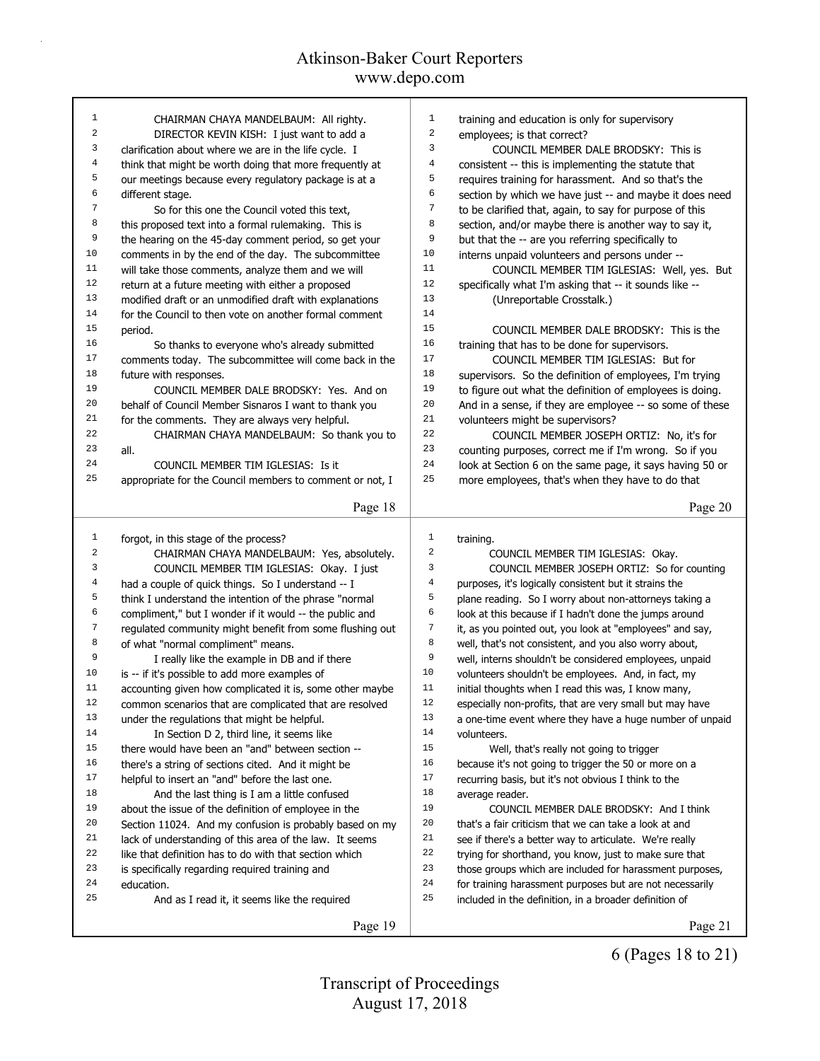CHAIRMAN CHAYA MANDELBAUM: All righty.

DIRECTOR KEVIN KISH: I just want to add a clarification about where we are in the life cycle. I think that might be worth doing that more frequently at our meetings because every regulatory package is at a different stage.

So for this one the Council voted this text, this proposed text into a formal rulemaking. This is the hearing on the 45-day comment period, so get your comments in by the end of the day. The subcommittee will take those comments, analyze them and we will return at a future meeting with either a proposed modified draft or an unmodified draft with explanations for the Council to then vote on another formal comment period.

So thanks to everyone who's already submitted comments today. The subcommittee will come back in the future with responses.

COUNCIL MEMBER DALE BRODSKY: Yes. And on behalf of Council Member Sisnaros I want to thank you for the comments. They are always very helpful.

CHAIRMAN CHAYA MANDELBAUM: So thank you to all.

COUNCIL MEMBER TIM IGLESIAS: Is it appropriate for the Council members to comment or not, I forgot, in this stage of the process?

CHAIRMAN CHAYA MANDELBAUM: Yes, absolutely.

COUNCIL MEMBER TIM IGLESIAS: Okay. I just had a couple of quick things. So I understand -- I think I understand the intention of the phrase "normal compliment," but I wonder if it would -- the public and regulated community might benefit from some flushing out of what "normal compliment" means.

I really like the example in DB and if there is -- if it's possible to add more examples of accounting given how complicated it is, some other maybe common scenarios that are complicated that are resolved under the regulations that might be helpful.

In Section D 2, third line, it seems like there would have been an "and" between section -- there's a string of sections cited. And it might be helpful to insert an "and" before the last one.

And the last thing is I am a little confused about the issue of the definition of employee in the Section 11024. And my confusion is probably based on my lack of understanding of this area of the law. It seems like that definition has to do with that section which is specifically regarding required training and education.

And as I read it, it seems like the required training and education is only for supervisory employees; is that correct?

COUNCIL MEMBER DALE BRODSKY: This is consistent -- this is implementing the statute that requires training for harassment. And so that's the section by which we have just -- and maybe it does need to be clarified that, again, to say for purpose of this section, and/or maybe there is another way to say it, but that the -- are you referring specifically to interns unpaid volunteers and persons under --

COUNCIL MEMBER TIM IGLESIAS: Well, yes. But specifically what I'm asking that -- it sounds like --

(Unreportable Crosstalk.)

COUNCIL MEMBER DALE BRODSKY: This is the training that has to be done for supervisors.

COUNCIL MEMBER TIM IGLESIAS: But for supervisors. So the definition of employees, I'm trying to figure out what the definition of employees is doing. And in a sense, if they are employee -- so some of these volunteers might be supervisors?

COUNCIL MEMBER JOSEPH ORTIZ: No, it's for counting purposes, correct me if I'm wrong. So if you look at Section 6 on the same page, it says having 50 or more employees, that's when they have to do that training.

COUNCIL MEMBER TIM IGLESIAS: Okay.

COUNCIL MEMBER JOSEPH ORTIZ: So for counting purposes, it's logically consistent but it strains the plane reading. So I worry about non-attorneys taking a look at this because if I hadn't done the jumps around it, as you pointed out, you look at "employees" and say, well, that's not consistent, and you also worry about, well, interns shouldn't be considered employees, unpaid volunteers shouldn't be employees. And, in fact, my initial thoughts when I read this was, I know many, especially non-profits, that are very small but may have a one-time event where they have a huge number of unpaid volunteers.

Well, that's really not going to trigger because it's not going to trigger the 50 or more on a recurring basis, but it's not obvious I think to the average reader.

COUNCIL MEMBER DALE BRODSKY: And I think that's a fair criticism that we can take a look at and see if there's a better way to articulate. We're really trying for shorthand, you know, just to make sure that those groups which are included for harassment purposes, for training harassment purposes but are not necessarily included in the definition, in a broader definition of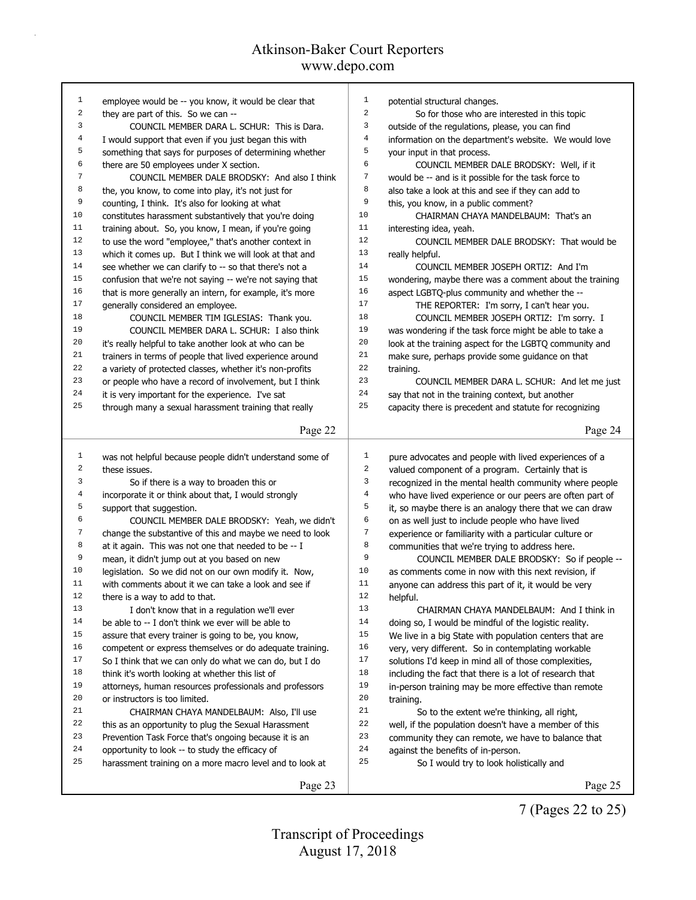employee would be -- you know, it would be clear that they are part of this. So we can --

COUNCIL MEMBER DARA L. SCHUR: This is Dara. I would support that even if you just began this with something that says for purposes of determining whether there are 50 employees under X section.

COUNCIL MEMBER DALE BRODSKY: And also I think the, you know, to come into play, it's not just for counting, I think. It's also for looking at what constitutes harassment substantively that you're doing training about. So, you know, I mean, if you're going to use the word "employee," that's another context in which it comes up. But I think we will look at that and see whether we can clarify to -- so that there's not a confusion that we're not saying -- we're not saying that that is more generally an intern, for example, it's more generally considered an employee.

COUNCIL MEMBER TIM IGLESIAS: Thank you.

COUNCIL MEMBER DARA L. SCHUR: I also think it's really helpful to take another look at who can be trainers in terms of people that lived experience around a variety of protected classes, whether it's non-profits or people who have a record of involvement, but I think it is very important for the experience. I've sat through many a sexual harassment training that really was not helpful because people didn't understand some of these issues.

So if there is a way to broaden this or incorporate it or think about that, I would strongly support that suggestion.

COUNCIL MEMBER DALE BRODSKY: Yeah, we didn't change the substantive of this and maybe we need to look at it again. This was not one that needed to be -- I mean, it didn't jump out at you based on new legislation. So we did not on our own modify it. Now, with comments about it we can take a look and see if there is a way to add to that.

I don't know that in a regulation we'll ever be able to -- I don't think we ever will be able to assure that every trainer is going to be, you know, competent or express themselves or do adequate training. So I think that we can only do what we can do, but I do think it's worth looking at whether this list of attorneys, human resources professionals and professors or instructors is too limited.

CHAIRMAN CHAYA MANDELBAUM: Also, I'll use this as an opportunity to plug the Sexual Harassment Prevention Task Force that's ongoing because it is an opportunity to look -- to study the efficacy of harassment training on a more macro level and to look at potential structural changes.

So for those who are interested in this topic outside of the regulations, please, you can find information on the department's website. We would love your input in that process.

COUNCIL MEMBER DALE BRODSKY: Well, if it would be -- and is it possible for the task force to also take a look at this and see if they can add to this, you know, in a public comment?

CHAIRMAN CHAYA MANDELBAUM: That's an interesting idea, yeah.

COUNCIL MEMBER DALE BRODSKY: That would be really helpful.

COUNCIL MEMBER JOSEPH ORTIZ: And I'm wondering, maybe there was a comment about the training aspect LGBTQ-plus community and whether the --

THE REPORTER: I'm sorry, I can't hear you.

COUNCIL MEMBER JOSEPH ORTIZ: I'm sorry. I was wondering if the task force might be able to take a look at the training aspect for the LGBTQ community and make sure, perhaps provide some guidance on that training.

COUNCIL MEMBER DARA L. SCHUR: And let me just say that not in the training context, but another capacity there is precedent and statute for recognizing pure advocates and people with lived experiences of a valued component of a program. Certainly that is recognized in the mental health community where people who have lived experience or our peers are often part of it, so maybe there is an analogy there that we can draw on as well just to include people who have lived experience or familiarity with a particular culture or communities that we're trying to address here.

COUNCIL MEMBER DALE BRODSKY: So if people -- as comments come in now with this next revision, if anyone can address this part of it, it would be very helpful.

CHAIRMAN CHAYA MANDELBAUM: And I think in doing so, I would be mindful of the logistic reality. We live in a big State with population centers that are very, very different. So in contemplating workable solutions I'd keep in mind all of those complexities, including the fact that there is a lot of research that in-person training may be more effective than remote training.

So to the extent we're thinking, all right, well, if the population doesn't have a member of this community they can remote, we have to balance that against the benefits of in-person.

So I would try to look holistically and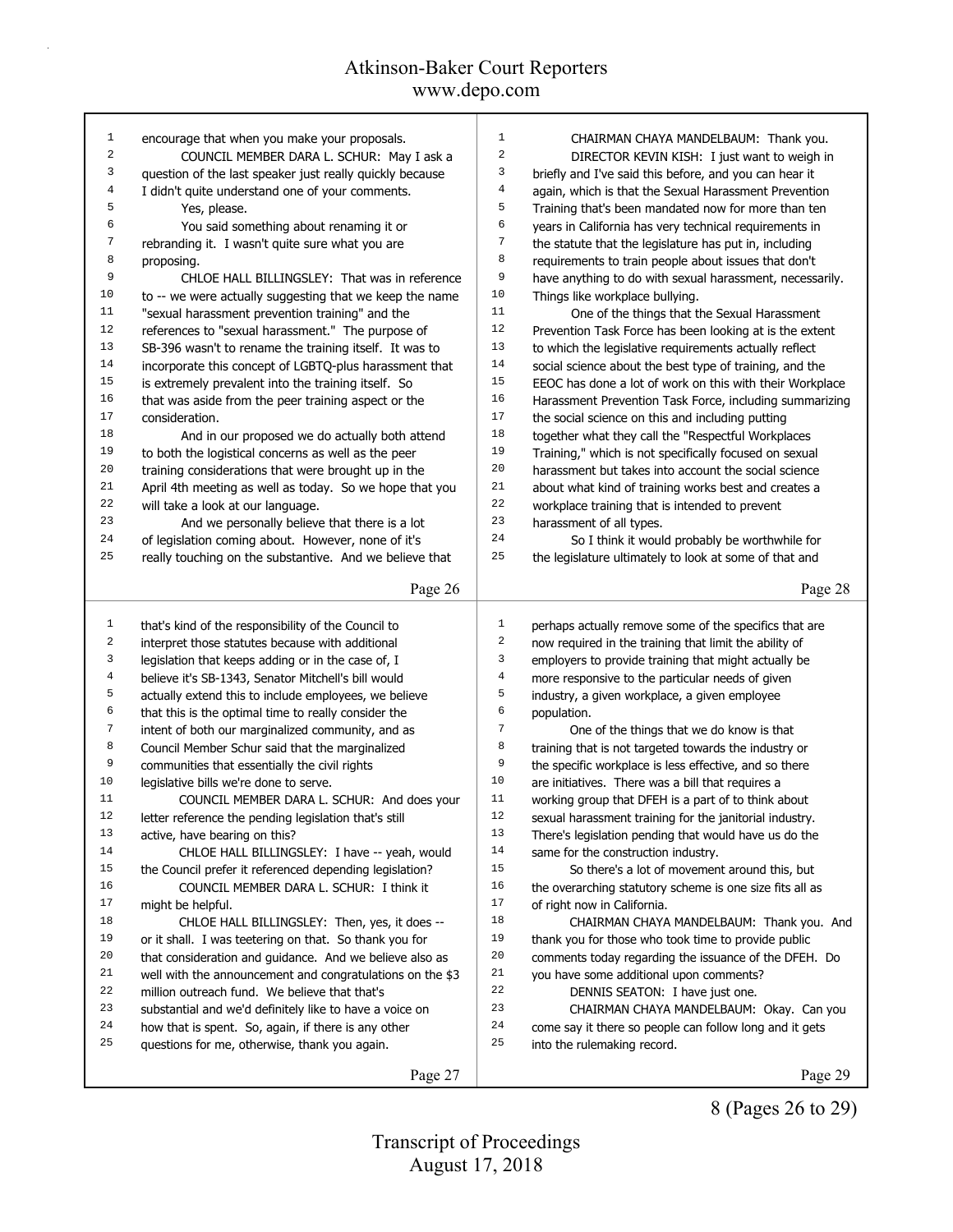encourage that when you make your proposals.

COUNCIL MEMBER DARA L. SCHUR: May I ask a question of the last speaker just really quickly because I didn't quite understand one of your comments.

Yes, please.

You said something about renaming it or rebranding it. I wasn't quite sure what you are proposing.

CHLOE HALL BILLINGSLEY: That was in reference to -- we were actually suggesting that we keep the name "sexual harassment prevention training" and the references to "sexual harassment." The purpose of SB-396 wasn't to rename the training itself. It was to incorporate this concept of LGBTQ-plus harassment that is extremely prevalent into the training itself. So that was aside from the peer training aspect or the consideration.

And in our proposed we do actually both attend to both the logistical concerns as well as the peer training considerations that were brought up in the April 4th meeting as well as today. So we hope that you will take a look at our language.

And we personally believe that there is a lot of legislation coming about. However, none of it's really touching on the substantive. And we believe that that's kind of the responsibility of the Council to interpret those statutes because with additional legislation that keeps adding or in the case of, I believe it's SB-1343, Senator Mitchell's bill would actually extend this to include employees, we believe that this is the optimal time to really consider the intent of both our marginalized community, and as Council Member Schur said that the marginalized communities that essentially the civil rights legislative bills we're done to serve.

COUNCIL MEMBER DARA L. SCHUR: And does your letter reference the pending legislation that's still active, have bearing on this?

CHLOE HALL BILLINGSLEY: I have -- yeah, would the Council prefer it referenced depending legislation?

COUNCIL MEMBER DARA L. SCHUR: I think it might be helpful.

CHLOE HALL BILLINGSLEY: Then, yes, it does -- or it shall. I was teetering on that. So thank you for that consideration and guidance. And we believe also as well with the announcement and congratulations on the $3 million outreach fund. We believe that that's substantial and we'd definitely like to have a voice on how that is spent. So, again, if there is any other questions for me, otherwise, thank you again.

CHAIRMAN CHAYA MANDELBAUM: Thank you.

DIRECTOR KEVIN KISH: I just want to weigh in briefly and I've said this before, and you can hear it again, which is that the Sexual Harassment Prevention Training that's been mandated now for more than ten years in California has very technical requirements in the statute that the legislature has put in, including requirements to train people about issues that don't have anything to do with sexual harassment, necessarily. Things like workplace bullying.

One of the things that the Sexual Harassment Prevention Task Force has been looking at is the extent to which the legislative requirements actually reflect social science about the best type of training, and the EEOC has done a lot of work on this with their Workplace Harassment Prevention Task Force, including summarizing the social science on this and including putting together what they call the "Respectful Workplaces Training," which is not specifically focused on sexual harassment but takes into account the social science about what kind of training works best and creates a workplace training that is intended to prevent harassment of all types.

So I think it would probably be worthwhile for the legislature ultimately to look at some of that and perhaps actually remove some of the specifics that are now required in the training that limit the ability of employers to provide training that might actually be more responsive to the particular needs of given industry, a given workplace, a given employee population.

One of the things that we do know is that training that is not targeted towards the industry or the specific workplace is less effective, and so there are initiatives. There was a bill that requires a working group that DFEH is a part of to think about sexual harassment training for the janitorial industry. There's legislation pending that would have us do the same for the construction industry.

So there's a lot of movement around this, but the overarching statutory scheme is one size fits all as of right now in California.

CHAIRMAN CHAYA MANDELBAUM: Thank you. And thank you for those who took time to provide public comments today regarding the issuance of the DFEH. Do you have some additional upon comments?

DENNIS SEATON: I have just one.

CHAIRMAN CHAYA MANDELBAUM: Okay. Can you come say it there so people can follow long and it gets into the rulemaking record.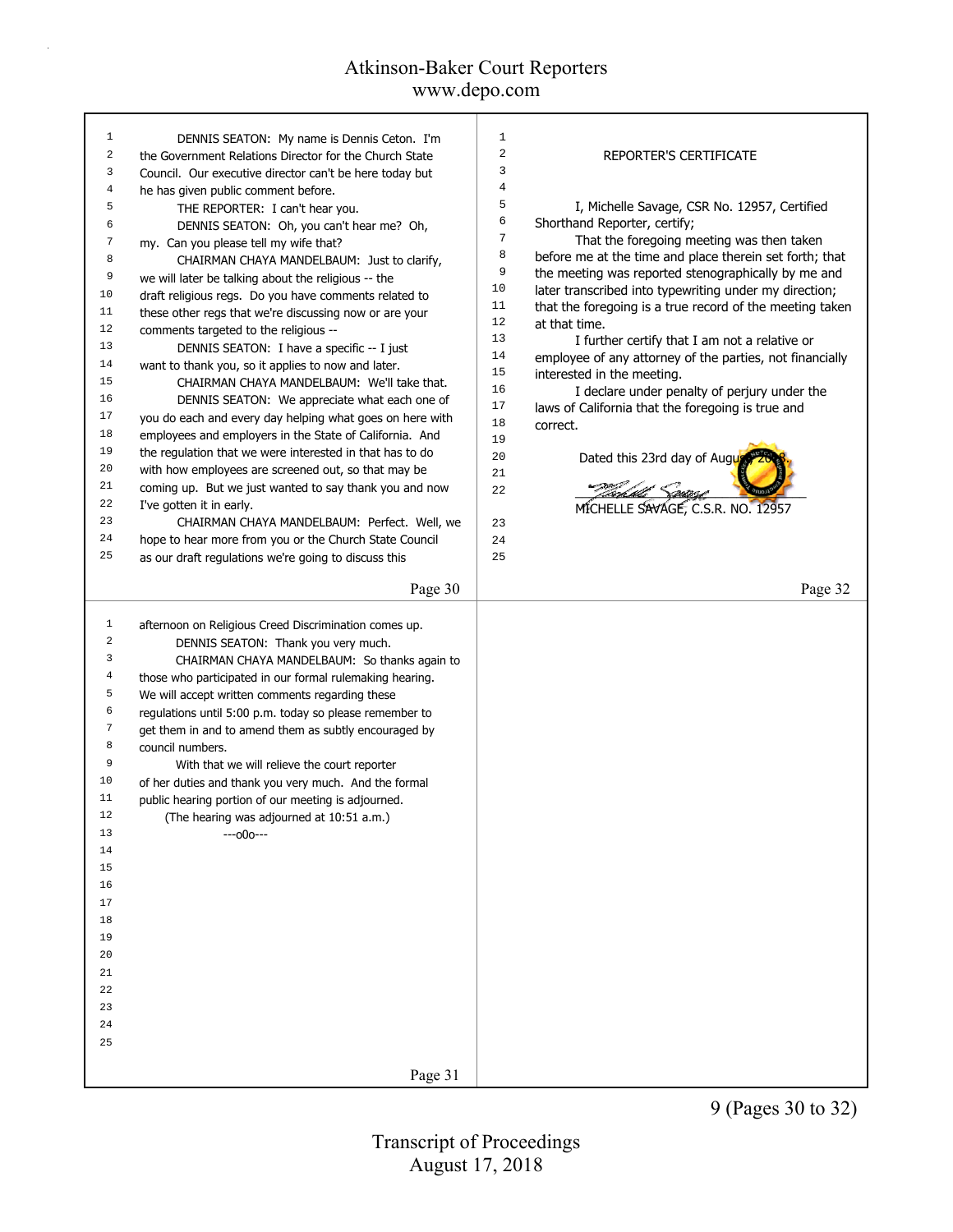DENNIS SEATON: My name is Dennis Ceton. I'm the Government Relations Director for the Church State Council. Our executive director can't be here today but he has given public comment before.

THE REPORTER: I can't hear you.

DENNIS SEATON: Oh, you can't hear me? Oh, my. Can you please tell my wife that?

CHAIRMAN CHAYA MANDELBAUM: Just to clarify, we will later be talking about the religious -- the draft religious regs. Do you have comments related to these other regs that we're discussing now or are your comments targeted to the religious --

DENNIS SEATON: I have a specific -- I just want to thank you, so it applies to now and later.

CHAIRMAN CHAYA MANDELBAUM: We'll take that.

DENNIS SEATON: We appreciate what each one of you do each and every day helping what goes on here with employees and employers in the State of California. And the regulation that we were interested in that has to do with how employees are screened out, so that may be coming up. But we just wanted to say thank you and now I've gotten it in early.

CHAIRMAN CHAYA MANDELBAUM: Perfect. Well, we hope to hear more from you or the Church State Council as our draft regulations we're going to discuss this afternoon on Religious Creed Discrimination comes up.

DENNIS SEATON: Thank you very much.

CHAIRMAN CHAYA MANDELBAUM: So thanks again to those who participated in our formal rulemaking hearing. We will accept written comments regarding these regulations until 5:00 p.m. today so please remember to get them in and to amend them as subtly encouraged by council numbers.

With that we will relieve the court reporter of her duties and thank you very much. And the formal public hearing portion of our meeting is adjourned.

(The hearing was adjourned at 10:51 a.m.)

---o0o---

REPORTER'S CERTIFICATE

I, Michelle Savage, CSR No. 12957, Certified Shorthand Reporter, certify;

That the foregoing meeting was then taken before me at the time and place therein set forth; that the meeting was reported stenographically by me and later transcribed into typewriting under my direction; that the foregoing is a true record of the meeting taken at that time.

I further certify that I am not a relative or employee of any attorney of the parties, not financially interested in the meeting.

I declare under penalty of perjury under the laws of California that the foregoing is true and correct.

Dated this 23rd day of August, 2018.

MICHELLE SAVAGE, C.S.R. NO. 12957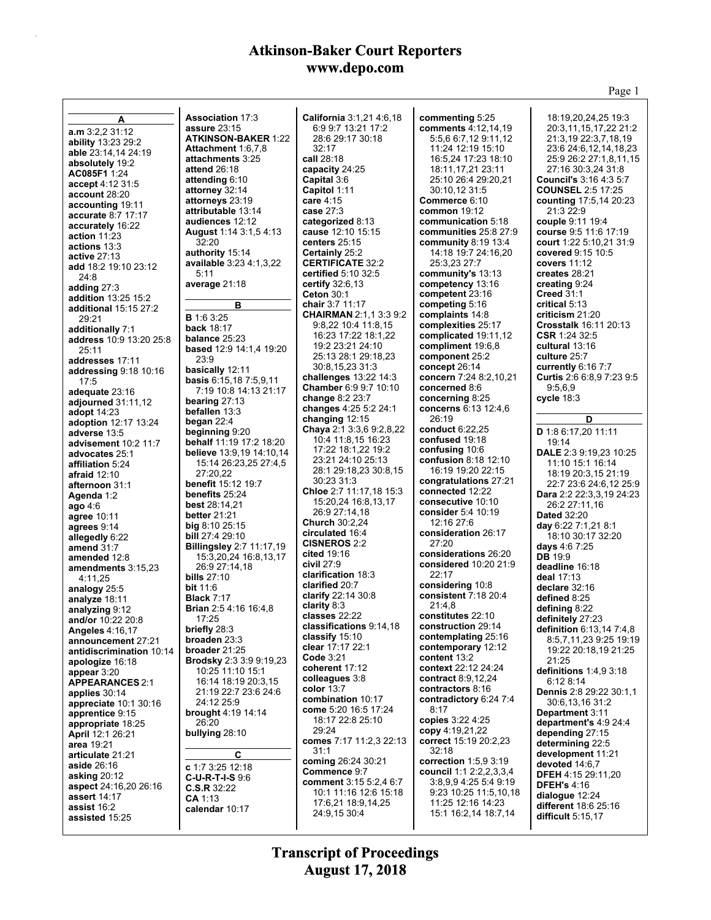## A

**a.m** 3:2,2 31:12
**ability** 13:23 29:2
**able** 23:14,14 24:19
**absolutely** 19:2
**AC085F1** 1:24
**accept** 4:12 31:5
**account** 28:20
**accounting** 19:11
**accurate** 8:7 17:17
**accurately** 16:22
**action** 11:23
**actions** 13:3
**active** 27:13
**add** 18:2 19:10 23:12 24:8
**adding** 27:3
**addition** 13:25 15:2
**additional** 15:15 27:2 29:21
**additionally** 7:1
**address** 10:9 13:20 25:8 25:11
**addresses** 17:11
**addressing** 9:18 10:16 17:5
**adequate** 23:16
**adjourned** 31:11,12
**adopt** 14:23
**adoption** 12:17 13:24
**adverse** 13:5
**advisement** 10:2 11:7
**advocates** 25:1
**affiliation** 5:24
**afraid** 12:10
**afternoon** 31:1
**Agenda** 1:2
**ago** 4:6
**agree** 10:11
**agrees** 9:14
**allegedly** 6:22
**amend** 31:7
**amended** 12:8
**amendments** 3:15,23 4:11,25
**analogy** 25:5
**analyze** 18:11
**analyzing** 9:12
**and/or** 10:22 20:8
**Angeles** 4:16,17
**announcement** 27:21
**antidiscrimination** 10:14
**apologize** 16:18
**appear** 3:20
**APPEARANCES** 2:1
**applies** 30:14
**appreciate** 10:1 30:16
**apprentice** 9:15
**appropriate** 18:25
**April** 12:1 26:21
**area** 19:21
**articulate** 21:21
**aside** 26:16
**asking** 20:12
**aspect** 24:16,20 26:16
**assert** 14:17
**assist** 16:2
**assisted** 15:25
**Association** 17:3
**assure** 23:15
**ATKINSON-BAKER** 1:22
**Attachment** 1:6,7,8
**attachments** 3:25
**attend** 26:18
**attending** 6:10
**attorney** 32:14
**attorneys** 23:19
**attributable** 13:14
**audiences** 12:12
**August** 1:14 3:1,5 4:13 32:20
**authority** 15:14
**available** 3:23 4:1,3,22 5:11
**average** 21:18

## B

**B** 1:6 3:25
**back** 18:17
**balance** 25:23
**based** 12:9 14:1,4 19:20 23:9
**basically** 12:11
**basis** 6:15,18 7:5,9,11 7:19 10:8 14:13 21:17
**bearing** 27:13
**befallen** 13:3
**began** 22:4
**beginning** 9:20
**behalf** 11:19 17:2 18:20
**believe** 13:9,19 14:10,14 15:14 26:23,25 27:4,5 27:20,22
**benefit** 15:12 19:7
**benefits** 25:24
**best** 28:14,21
**better** 21:21
**big** 8:10 25:15
**bill** 27:4 29:10
**Billingsley** 2:7 11:17,19 15:3,20,24 16:8,13,17 26:9 27:14,18
**bills** 27:10
**bit** 11:6
**Black** 7:17
**Brian** 2:5 4:16 16:4,8 17:25
**briefly** 28:3
**broaden** 23:3
**broader** 21:25
**Brodsky** 2:3 3:9 9:19,23 10:25 11:10 15:1 16:14 18:19 20:3,15 21:19 22:7 23:6 24:6 24:12 25:9
**brought** 4:19 14:14 26:20
**bullying** 28:10

## C

**c** 1:7 3:25 12:18
**C-U-R-T-I-S** 9:6
**C.S.R** 32:22
**CA** 1:13
**calendar** 10:17
**California** 3:1,21 4:6,18 6:9 9:7 13:21 17:2 28:6 29:17 30:18 32:17
**call** 28:18
**capacity** 24:25
**Capital** 3:6
**Capitol** 1:11
**care** 4:15
**case** 27:3
**categorized** 8:13
**cause** 12:10 15:15
**centers** 25:15
**Certainly** 25:2
**CERTIFICATE** 32:2
**certified** 5:10 32:5
**certify** 32:6,13
**Ceton** 30:1
**chair** 3:7 11:17
**CHAIRMAN** 2:1,1 3:3 9:2 9:8,22 10:4 11:8,15 16:23 17:22 18:1,22 19:2 23:21 24:10 25:13 28:1 29:18,23 30:8,15,23 31:3
**challenges** 13:22 14:3
**Chamber** 6:9 9:7 10:10
**change** 8:2 23:7
**changes** 4:25 5:2 24:1
**changing** 12:15
**Chaya** 2:1 3:3,6 9:2,8,22 10:4 11:8,15 16:23 17:22 18:1,22 19:2 23:21 24:10 25:13 28:1 29:18,23 30:8,15 30:23 31:3
**Chloe** 2:7 11:17,18 15:3 15:20,24 16:8,13,17 26:9 27:14,18
**Church** 30:2,24
**circulated** 16:4
**CISNEROS** 2:2
**cited** 19:16
**civil** 27:9
**clarification** 18:3
**clarified** 20:7
**clarify** 22:14 30:8
**clarity** 8:3
**classes** 22:22
**classifications** 9:14,18
**classify** 15:10
**clear** 17:17 22:1
**Code** 3:21
**coherent** 17:12
**colleagues** 3:8
**color** 13:7
**combination** 10:17
**come** 5:20 16:5 17:24 18:17 22:8 25:10 29:24
**comes** 7:17 11:2,3 22:13 31:1
**coming** 26:24 30:21
**Commence** 9:7
**comment** 3:15 5:2,4 6:7 10:1 11:16 12:6 15:18 17:6,21 18:9,14,25 24:9,15 30:4
**commenting** 5:25
**comments** 4:12,14,19 5:5,6 6:7,12 9:11,12 11:24 12:19 15:10 16:5,24 17:23 18:10 18:11,17,21 23:11 25:10 26:4 29:20,21 30:10,12 31:5
**Commerce** 6:10
**common** 19:12
**communication** 5:18
**communities** 25:8 27:9
**community** 8:19 13:4 14:18 19:7 24:16,20 25:3,23 27:7
**community's** 13:13
**competency** 13:16
**competent** 23:16
**competing** 5:16
**complaints** 14:8
**complexities** 25:17
**complicated** 19:11,12
**compliment** 19:6,8
**component** 25:2
**concept** 26:14
**concern** 7:24 8:2,10,21
**concerned** 8:6
**concerning** 8:25
**concerns** 6:13 12:4,6 26:19
**conduct** 6:22,25
**confused** 19:18
**confusing** 10:6
**confusion** 8:18 12:10 16:19 19:20 22:15
**congratulations** 27:21
**connected** 12:22
**consecutive** 10:10
**consider** 5:4 10:19 12:16 27:6
**consideration** 26:17 27:20
**considerations** 26:20
**considered** 10:20 21:9 22:17
**considering** 10:8
**consistent** 7:18 20:4 21:4,8
**constitutes** 22:10
**construction** 29:14
**contemplating** 25:16
**contemporary** 12:12
**content** 13:2
**context** 22:12 24:24
**contract** 8:9,12,24
**contractors** 8:16
**contradictory** 6:24 7:4 8:17
**copies** 3:22 4:25
**copy** 4:19,21,22
**correct** 15:19 20:2,23 32:18
**correction** 1:5,9 3:19
**council** 1:1 2:2,2,3,3,4 3:8,9,9 4:25 5:4 9:19 9:23 10:25 11:5,10,18 11:25 12:16 14:23 15:1 16:2,14 18:7,14 18:19,20,24,25 19:3 20:3,11,15,17,22 21:2 21:3,19 22:3,7,18,19 23:6 24:6,12,14,18,23 25:9 26:2 27:1,8,11,15 27:16 30:3,24 31:8
**Council's** 3:16 4:3 5:7
**COUNSEL** 2:5 17:25
**counting** 17:5,14 20:23 21:3 22:9
**couple** 9:11 19:4
**course** 9:5 11:6 17:19
**court** 1:22 5:10,21 31:9
**covered** 9:15 10:5
**covers** 11:12
**creates** 28:21
**creating** 9:24
**Creed** 31:1
**critical** 5:13
**criticism** 21:20
**Crosstalk** 16:11 20:13
**CSR** 1:24 32:5
**cultural** 13:16
**culture** 25:7
**currently** 6:16 7:7
**Curtis** 2:6 6:8,9 7:23 9:5 9:5,6,9
**cycle** 18:3

## D

**D** 1:8 6:17,20 11:11 19:14
**DALE** 2:3 9:19,23 10:25 11:10 15:1 16:14 18:19 20:3,15 21:19 22:7 23:6 24:6,12 25:9
**Dara** 2:2 22:3,3,19 24:23 26:2 27:11,16
**Dated** 32:20
**day** 6:22 7:1,21 8:1 18:10 30:17 32:20
**days** 4:6 7:25
**DB** 19:9
**deadline** 16:18
**deal** 17:13
**declare** 32:16
**defined** 8:25
**defining** 8:22
**definitely** 27:23
**definition** 6:13,14 7:4,8 8:5,7,11,23 9:25 19:19 19:22 20:18,19 21:25 21:25
**definitions** 1:4,9 3:18 6:12 8:14
**Dennis** 2:8 29:22 30:1,1 30:6,13,16 31:2
**Department** 3:11
**department's** 4:9 24:4
**depending** 27:15
**determining** 22:5
**development** 11:21
**devoted** 14:6,7
**DFEH** 4:15 29:11,20
**DFEH's** 4:16
**dialogue** 12:24
**different** 18:6 25:16
**difficult** 5:15,17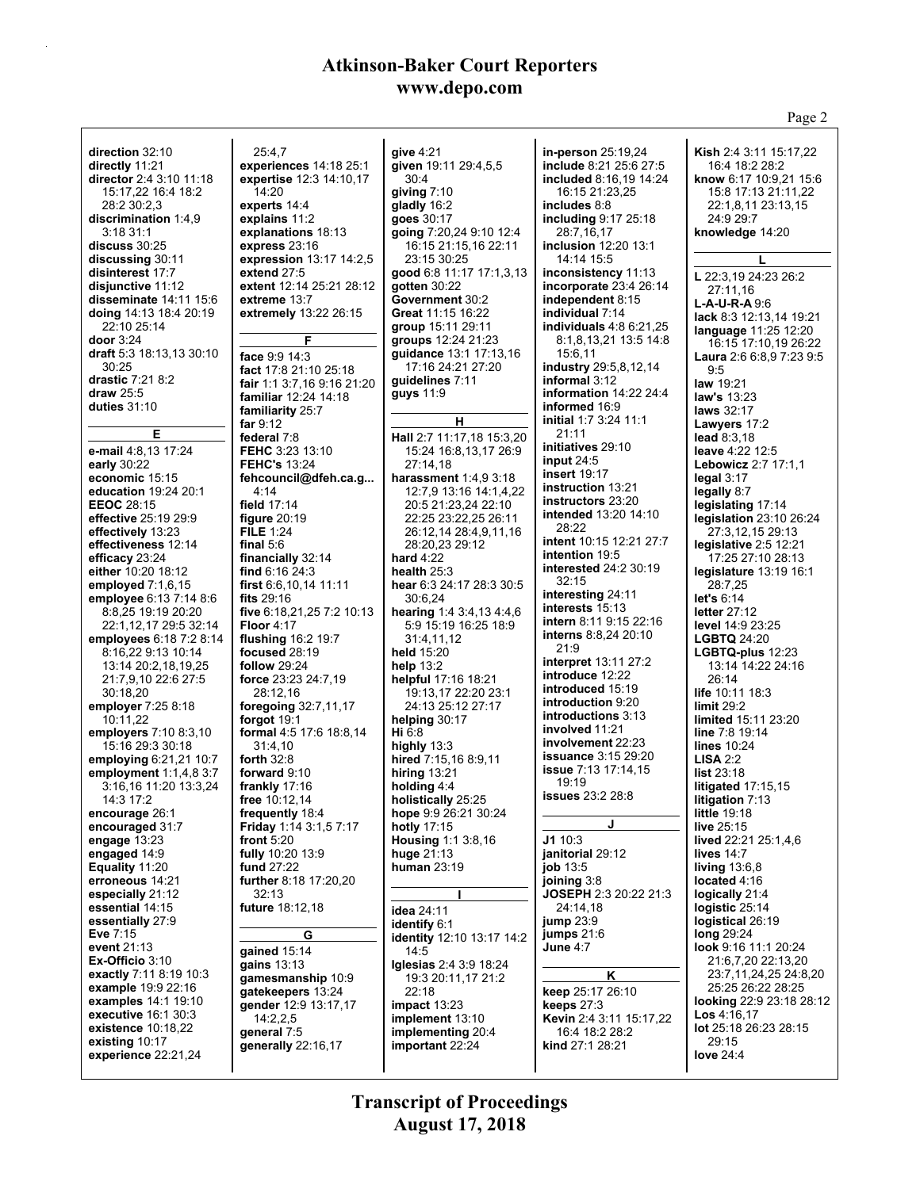**direction** 32:10
**directly** 11:21
**director** 2:4 3:10 11:18 15:17,22 16:4 18:2 28:2 30:2,3
**discrimination** 1:4,9 3:18 31:1
**discuss** 30:25
**discussing** 30:11
**disinterest** 17:7
**disjunctive** 11:12
**disseminate** 14:11 15:6
**doing** 14:13 18:4 20:19 22:10 25:14
**door** 3:24
**draft** 5:3 18:13,13 30:10 30:25
**drastic** 7:21 8:2
**draw** 25:5
**duties** 31:10

**E**

**e-mail** 4:8,13 17:24
**early** 30:22
**economic** 15:15
**education** 19:24 20:1
**EEOC** 28:15
**effective** 25:19 29:9
**effectively** 13:23
**effectiveness** 12:14
**efficacy** 23:24
**either** 10:20 18:12
**employed** 7:1,6,15
**employee** 6:13 7:14 8:6 8:8,25 19:19 20:20 22:1,12,17 29:5 32:14
**employees** 6:18 7:2 8:14 8:16,22 9:13 10:14 13:14 20:2,18,19,25 21:7,9,10 22:6 27:5 30:18,20
**employer** 7:25 8:18 10:11,22
**employers** 7:10 8:3,10 15:16 29:3 30:18
**employing** 6:21,21 10:7
**employment** 1:1,4,8 3:7 3:16,16 11:20 13:3,24 14:3 17:2
**encourage** 26:1
**encouraged** 31:7
**engage** 13:23
**engaged** 14:9
**Equality** 11:20
**erroneous** 14:21
**especially** 21:12
**essential** 14:15
**essentially** 27:9
**Eve** 7:15
**event** 21:13
**Ex-Officio** 3:10
**exactly** 7:11 8:19 10:3
**example** 19:9 22:16
**examples** 14:1 19:10
**executive** 16:1 30:3
**existence** 10:18,22
**existing** 10:17
**experience** 22:21,24 25:4,7
**experiences** 14:18 25:1
**expertise** 12:3 14:10,17 14:20
**experts** 14:4
**explains** 11:2
**explanations** 18:13
**express** 23:16
**expression** 13:17 14:2,5
**extend** 27:5
**extent** 12:14 25:21 28:12
**extreme** 13:7
**extremely** 13:22 26:15

**F**

**face** 9:9 14:3
**fact** 17:8 21:10 25:18
**fair** 1:1 3:7,16 9:16 21:20
**familiar** 12:24 14:18
**familiarity** 25:7
**far** 9:12
**federal** 7:8
**FEHC** 3:23 13:10
**FEHC's** 13:24
**fehcouncil@dfeh.ca.g...** 4:14
**field** 17:14
**figure** 20:19
**FILE** 1:24
**final** 5:6
**financially** 32:14
**find** 6:16 24:3
**first** 6:6,10,14 11:11
**fits** 29:16
**five** 6:18,21,25 7:2 10:13
**Floor** 4:17
**flushing** 16:2 19:7
**focused** 28:19
**follow** 29:24
**force** 23:23 24:7,19 28:12,16
**foregoing** 32:7,11,17
**forgot** 19:1
**formal** 4:5 17:6 18:8,14 31:4,10
**forth** 32:8
**forward** 9:10
**frankly** 17:16
**free** 10:12,14
**frequently** 18:4
**Friday** 1:14 3:1,5 7:17
**front** 5:20
**fully** 10:20 13:9
**fund** 27:22
**further** 8:18 17:20,20 32:13
**future** 18:12,18

**G**

**gained** 15:14
**gains** 13:13
**gamesmanship** 10:9
**gatekeepers** 13:24
**gender** 12:9 13:17,17 14:2,2,5
**general** 7:5
**generally** 22:16,17
**give** 4:21
**given** 19:11 29:4,5,5 30:4
**giving** 7:10
**gladly** 16:2
**goes** 30:17
**going** 7:20,24 9:10 12:4 16:15 21:15,16 22:11 23:15 30:25
**good** 6:8 11:17 17:1,3,13
**gotten** 30:22
**Government** 30:2
**Great** 11:15 16:22
**group** 15:11 29:11
**groups** 12:24 21:23
**guidance** 13:1 17:13,16 17:16 24:21 27:20
**guidelines** 7:11
**guys** 11:9

**H**

**Hall** 2:7 11:17,18 15:3,20 15:24 16:8,13,17 26:9 27:14,18
**harassment** 1:4,9 3:18 12:7,9 13:16 14:1,4,22 20:5 21:23,24 22:10 22:25 23:22,25 26:11 26:12,14 28:4,9,11,16 28:20,23 29:12
**hard** 4:22
**health** 25:3
**hear** 6:3 24:17 28:3 30:5 30:6,24
**hearing** 1:4 3:4,13 4:4,6 5:9 15:19 16:25 18:9 31:4,11,12
**held** 15:20
**help** 13:2
**helpful** 17:16 18:21 19:13,17 22:20 23:1 24:13 25:12 27:17
**helping** 30:17
**Hi** 6:8
**highly** 13:3
**hired** 7:15,16 8:9,11
**hiring** 13:21
**holding** 4:4
**holistically** 25:25
**hope** 9:9 26:21 30:24
**hotly** 17:15
**Housing** 1:1 3:8,16
**huge** 21:13
**human** 23:19

**I**

**idea** 24:11
**identify** 6:1
**identity** 12:10 13:17 14:2 14:5
**Iglesias** 2:4 3:9 18:24 19:3 20:11,17 21:2 22:18
**impact** 13:23
**implement** 13:10
**implementing** 20:4
**important** 22:24
**in-person** 25:19,24
**include** 8:21 25:6 27:5
**included** 8:16,19 14:24 16:15 21:23,25
**includes** 8:8
**including** 9:17 25:18 28:7,16,17
**inclusion** 12:20 13:1 14:14 15:5
**inconsistency** 11:13
**incorporate** 23:4 26:14
**independent** 8:15
**individual** 7:14
**individuals** 4:8 6:21,25 8:1,8,13,21 13:5 14:8 15:6,11
**industry** 29:5,8,12,14
**informal** 3:12
**information** 14:22 24:4
**informed** 16:9
**initial** 1:7 3:24 11:1 21:11
**initiatives** 29:10
**input** 24:5
**insert** 19:17
**instruction** 13:21
**instructors** 23:20
**intended** 13:20 14:10 28:22
**intent** 10:15 12:21 27:7
**intention** 19:5
**interested** 24:2 30:19 32:15
**interesting** 24:11
**interests** 15:13
**intern** 8:11 9:15 22:16 21:9
**interns** 8:8,24 20:10 21:9
**interpret** 13:11 27:2
**introduce** 12:22
**introduced** 15:19
**introduction** 9:20
**introductions** 3:13
**involved** 11:21
**involvement** 22:23
**issuance** 3:15 29:20
**issue** 7:13 17:14,15 19:19
**issues** 23:2 28:8

**J**

**J1** 10:3
**janitorial** 29:12
**job** 13:5
**joining** 3:8
**JOSEPH** 2:3 20:22 21:3 24:14,18
**jump** 23:9
**jumps** 21:6
**June** 4:7

**K**

**keep** 25:17 26:10
**keeps** 27:3
**Kevin** 2:4 3:11 15:17,22 16:4 18:2 28:2
**kind** 27:1 28:21
**Kish** 2:4 3:11 15:17,22 16:4 18:2 28:2
**know** 6:17 10:9,21 15:6 15:8 17:13 21:11,22 22:1,8,11 23:13,15 24:9 29:7
**knowledge** 14:20

**L**

**L** 22:3,19 24:23 26:2 27:11,16
**L-A-U-R-A** 9:6
**lack** 8:3 12:13,14 19:21
**language** 11:25 12:20 16:15 17:10,19 26:22
**Laura** 2:6 6:8,9 7:23 9:5 9:5
**law** 19:21
**law's** 13:23
**laws** 32:17
**Lawyers** 17:2
**lead** 8:3,18
**leave** 4:22 12:5
**Lebowicz** 2:7 17:1,1
**legal** 3:17
**legally** 8:7
**legislating** 17:14
**legislation** 23:10 26:24 27:3,12,15 29:13
**legislative** 2:5 12:21 17:25 27:10 28:13
**legislature** 13:19 16:1 28:7,25
**let's** 6:14
**letter** 27:12
**level** 14:9 23:25
**LGBTQ** 24:20
**LGBTQ-plus** 12:23 13:14 14:22 24:16 26:14
**life** 10:11 18:3
**limit** 29:2
**limited** 15:11 23:20
**line** 7:8 19:14
**lines** 10:24
**LISA** 2:2
**list** 23:18
**litigated** 17:15,15
**litigation** 7:13
**little** 19:18
**live** 25:15
**lived** 22:21 25:1,4,6
**lives** 14:7
**living** 13:6,8
**located** 4:16
**logically** 21:4
**logistic** 25:14
**logistical** 26:19
**long** 29:24
**look** 9:16 11:1 20:24 21:6,7,20 22:13,20 23:7,11,24,25 24:8,20 25:25 26:22 28:25
**looking** 22:9 23:18 28:12
**Los** 4:16,17
**lot** 25:18 26:23 28:15 29:15
**love** 24:4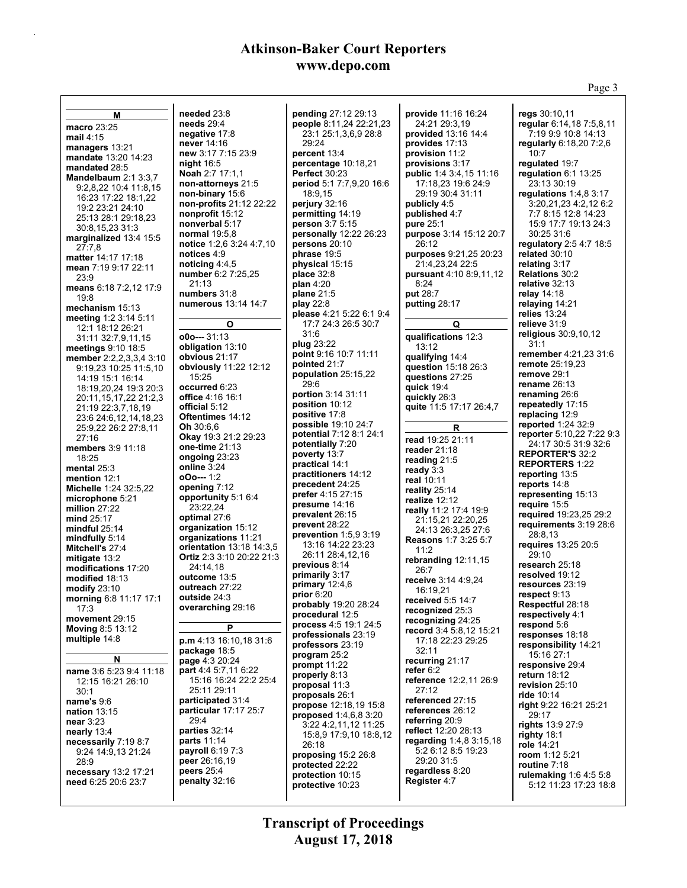**M**

**macro** 23:25
**mail** 4:15
**managers** 13:21
**mandate** 13:20 14:23
**mandated** 28:5
**Mandelbaum** 2:1 3:3,7 9:2,8,22 10:4 11:8,15 16:23 17:22 18:1,22 19:2 23:21 24:10 25:13 28:1 29:18,23 30:8,15,23 31:3
**marginalized** 13:4 15:5 27:7,8
**matter** 14:17 17:18
**mean** 7:19 9:17 22:11 23:9
**means** 6:18 7:2,12 17:9 19:8
**mechanism** 15:13
**meeting** 1:2 3:14 5:11 12:1 18:12 26:21 31:11 32:7,9,11,15
**meetings** 9:10 18:5
**member** 2:2,2,3,4 3:10 9:19,23 10:25 11:5,10 14:19 15:1 16:14 18:19,20,24 19:3 20:3 20:11,15,17,22 21:2,3 21:19 22:3,7,18,19 23:6 24:6,12,14,18,23 25:9,22 26:2 27:8,11 27:16
**members** 3:9 11:18 18:25
**mental** 25:3
**mention** 12:1
**Michelle** 1:24 32:5,22
**microphone** 5:21
**million** 27:22
**mind** 25:17
**mindful** 25:14
**mindfully** 5:14
**Mitchell's** 27:4
**mitigate** 13:2
**modifications** 17:20
**modified** 18:13
**modify** 23:10
**morning** 6:8 11:17 17:1 17:3
**movement** 29:15
**Moving** 8:5 13:12
**multiple** 14:8

**N**

**name** 3:6 5:23 9:4 11:18 12:15 16:21 26:10 30:1
**name's** 9:6
**nation** 13:15
**near** 3:23
**nearly** 13:4
**necessarily** 7:19 8:7 9:24 14:9,13 21:24 28:9
**necessary** 13:2 17:21
**need** 6:25 20:6 23:7
**needed** 23:8
**needs** 29:4
**negative** 17:8
**never** 14:16
**new** 3:17 7:15 23:9
**night** 16:5
**Noah** 2:7 17:1,1
**non-attorneys** 21:5
**non-binary** 15:6
**non-profits** 21:12 22:22
**nonprofit** 15:12
**nonverbal** 5:17
**normal** 19:5,8
**notice** 1:2,6 3:24 4:7,10
**notices** 4:9
**noticing** 4:4,5
**number** 6:2 7:25,25 21:13
**numbers** 31:8
**numerous** 13:14 14:7

**O**

**o0o---** 31:13
**obligation** 13:10
**obvious** 21:17
**obviously** 11:22 12:12 15:25
**occurred** 6:23
**office** 4:16 16:1
**official** 5:12
**Oftentimes** 14:12
**Oh** 30:6,6
**Okay** 19:3 21:2 29:23
**one-time** 21:13
**ongoing** 23:23
**online** 3:24
**oOo---** 1:2
**opening** 7:12
**opportunity** 5:1 6:4 23:22,24
**optimal** 27:6
**organization** 15:12
**organizations** 11:21
**orientation** 13:18 14:3,5
**Ortiz** 2:3 3:10 20:22 21:3 24:14,18
**outcome** 13:5
**outreach** 27:22
**outside** 24:3
**overarching** 29:16

**P**

**p.m** 4:13 16:10,18 31:6
**package** 18:5
**page** 4:3 20:24
**part** 4:4 5:7,11 6:22 15:16 16:24 22:2 25:4 25:11 29:11
**participated** 31:4
**particular** 17:17 25:7 29:4
**parties** 32:14
**parts** 11:14
**payroll** 6:19 7:3
**peer** 26:16,19
**peers** 25:4
**penalty** 32:16
**pending** 27:12 29:13
**people** 8:11,24 22:21,23 23:1 25:1,3,6,9 28:8 29:24
**percent** 13:4
**percentage** 10:18,21
**Perfect** 30:23
**period** 5:1 7:7,9,20 16:6 18:9,15
**perjury** 32:16
**permitting** 14:19
**person** 3:7 5:15
**personally** 12:22 26:23
**persons** 20:10
**phrase** 19:5
**physical** 15:15
**place** 32:8
**plan** 4:20
**plane** 21:5
**play** 22:8
**please** 4:21 5:22 6:1 9:4 17:7 24:3 26:5 30:7 31:6
**plug** 23:22
**point** 9:16 10:7 11:11
**pointed** 21:7
**population** 25:15,22 29:6
**portion** 3:14 31:11
**position** 10:12
**positive** 17:8
**possible** 19:10 24:7
**potential** 7:12 8:1 24:1
**potentially** 7:20
**poverty** 13:7
**practical** 14:1
**practitioners** 14:12
**precedent** 24:25
**prefer** 4:15 27:15
**presume** 14:16
**prevalent** 26:15
**prevent** 28:22
**prevention** 1:5,9 3:19 13:16 14:22 23:23 26:11 28:4,12,16
**previous** 8:14
**primarily** 3:17
**primary** 12:4,6
**prior** 6:20
**probably** 19:20 28:24
**procedural** 12:5
**process** 4:5 19:1 24:5
**professionals** 23:19
**professors** 23:19
**program** 25:2
**prompt** 11:22
**properly** 8:13
**proposal** 11:3
**proposals** 26:1
**propose** 12:18,19 15:8
**proposed** 1:4,6,8 3:20 3:22 4:2,11,12 11:25 15:8,9 17:9,10 18:8,12 26:18
**proposing** 15:2 26:8
**protected** 22:22
**protection** 10:15
**protective** 10:23
**provide** 11:16 16:24 24:21 29:3,19
**provided** 13:16 14:4
**provides** 17:13
**provision** 11:2
**provisions** 3:17
**public** 1:4 3:4,15 11:16 17:18,23 19:6 24:9 29:19 30:4 31:11
**publicly** 4:5
**published** 4:7
**pure** 25:1
**purpose** 3:14 15:12 20:7 26:12
**purposes** 9:21,25 20:23 21:4,23,24 22:5
**pursuant** 4:10 8:9,11,12 8:24
**put** 28:7
**putting** 28:17

**Q**

**qualifications** 12:3 13:12
**qualifying** 14:4
**question** 15:18 26:3
**questions** 27:25
**quick** 19:4
**quickly** 26:3
**quite** 11:5 17:17 26:4,7

**R**

**read** 19:25 21:11
**reader** 21:18
**reading** 21:5
**ready** 3:3
**real** 10:11
**reality** 25:14
**realize** 12:12
**really** 11:2 17:4 19:9 21:15,21 22:20,25 24:13 26:3,25 27:6
**Reasons** 1:7 3:25 5:7 11:2
**rebranding** 12:11,15 26:7
**receive** 3:14 4:9,24 16:19,21
**received** 5:5 14:7
**recognized** 25:3
**recognizing** 24:25
**record** 3:4 5:8,12 15:21 17:18 22:23 29:25 32:11
**recurring** 21:17
**refer** 6:2
**reference** 12:2,11 26:9 27:12
**referenced** 27:15
**references** 26:12
**referring** 20:9
**reflect** 12:20 28:13
**regarding** 1:4,8 3:15,18 5:2 6:12 8:5 19:23 29:20 31:5
**regardless** 8:20
**Register** 4:7
**regs** 30:10,11
**regular** 6:14,18 7:5,8,11 7:19 9:9 10:8 14:13
**regularly** 6:18,20 7:2,6 10:7
**regulated** 19:7
**regulation** 6:1 13:25 23:13 30:19
**regulations** 1:4,8 3:17 3:20,21,23 4:2,12 6:2 7:7 8:15 12:8 14:23 15:9 17:7 19:13 24:3 30:25 31:6
**regulatory** 2:5 4:7 18:5
**related** 30:10
**relating** 3:17
**Relations** 30:2
**relative** 32:13
**relay** 14:18
**relaying** 14:21
**relies** 13:24
**relieve** 31:9
**religious** 30:9,10,12 31:1
**remember** 4:21,23 31:6
**remote** 25:19,23
**remove** 29:1
**rename** 26:13
**renaming** 26:6
**repeatedly** 17:15
**replacing** 12:9
**reported** 1:24 32:9
**reporter** 5:10,22 7:22 9:3 24:17 30:5 31:9 32:6
**REPORTER'S** 32:2
**REPORTERS** 1:22
**reporting** 13:5
**reports** 14:8
**representing** 15:13
**require** 15:5
**required** 19:23,25 29:2
**requirements** 3:19 28:6 28:8,13
**requires** 13:25 20:5 29:10
**research** 25:18
**resolved** 19:12
**resources** 23:19
**respect** 9:13
**Respectful** 28:18
**respectively** 4:1
**respond** 5:6
**responses** 18:18
**responsibility** 14:21 15:16 27:1
**responsive** 29:4
**return** 18:12
**revision** 25:10
**ride** 10:14
**right** 9:22 16:21 25:21 29:17
**rights** 13:9 27:9
**righty** 18:1
**role** 14:21
**room** 1:12 5:21
**routine** 7:18
**rulemaking** 1:6 4:5 5:8 5:12 11:23 17:23 18:8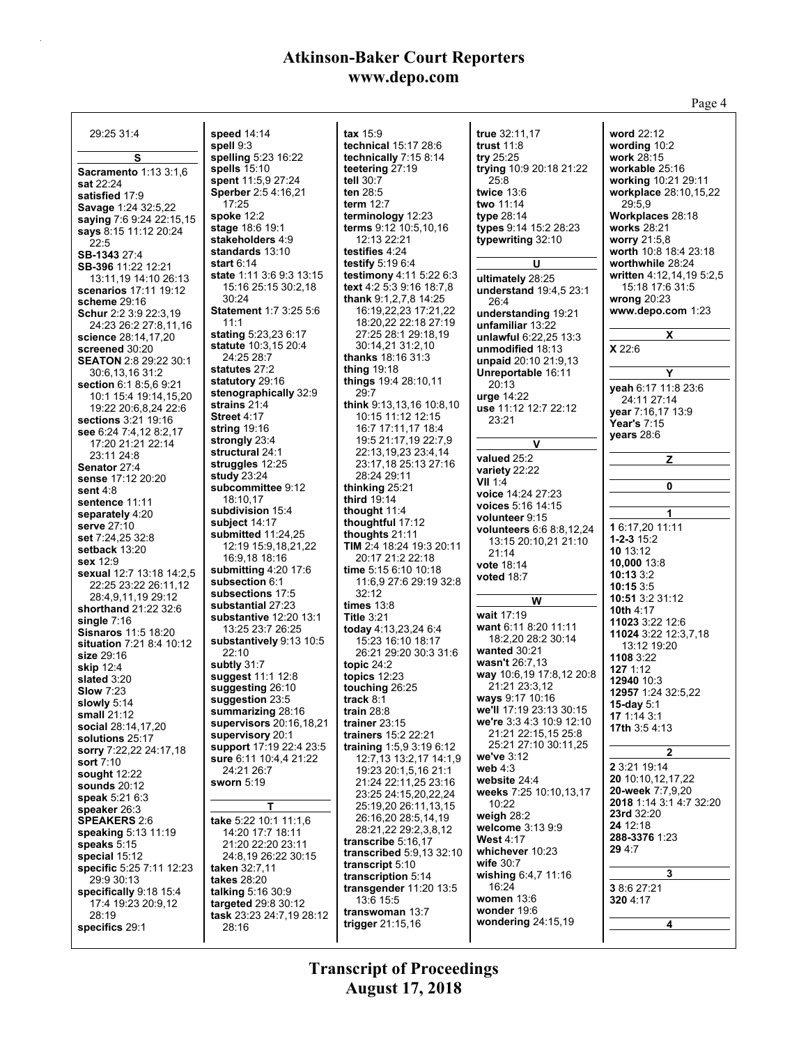29:25 31:4

**S**

**Sacramento** 1:13 3:1,6
**sat** 22:24
**satisfied** 17:9
**Savage** 1:24 32:5,22
**saying** 7:6 9:24 22:15,15
**says** 8:15 11:12 20:24 22:5
**SB-1343** 27:4
**SB-396** 11:22 12:21 13:11,19 14:10 26:13
**scenarios** 17:11 19:12
**scheme** 29:16
**Schur** 2:2 3:9 22:3,19 24:23 26:2 27:8,11,16
**science** 28:14,17,20
**screened** 30:20
**SEATON** 2:8 29:22 30:1 30:6,13,16 31:2
**section** 6:1 8:5,6 9:21 10:1 15:4 19:14,15,20 19:22 20:6,8,24 22:6
**sections** 3:21 19:16
**see** 6:24 7:4,12 8:2,17 17:20 21:21 22:14 23:11 24:8
**Senator** 27:4
**sense** 17:12 20:20
**sent** 4:8
**sentence** 11:11
**separately** 4:20
**serve** 27:10
**set** 7:24,25 32:8
**setback** 13:20
**sex** 12:9
**sexual** 12:7 13:18 14:2,5 22:25 23:22 26:11,12 28:4,9,11,19 29:12
**shorthand** 21:22 32:6
**single** 7:16
**Sisnaros** 11:5 18:20
**situation** 7:21 8:4 10:12
**size** 29:16
**skip** 12:4
**slated** 3:20
**Slow** 7:23
**slowly** 5:14
**small** 21:12
**social** 28:14,17,20
**solutions** 25:17
**sorry** 7:22,22 24:17,18
**sort** 7:10
**sought** 12:22
**sounds** 20:12
**speak** 5:21 6:3
**speaker** 26:3
**SPEAKERS** 2:6
**speaking** 5:13 11:19
**speaks** 5:15
**special** 15:12
**specific** 5:25 7:11 12:23 29:9 30:13
**specifically** 9:18 15:4 17:4 19:23 20:9,12 28:19
**specifics** 29:1
**speed** 14:14
**spell** 9:3
**spelling** 5:23 16:22
**spells** 15:10
**spent** 11:5,9 27:24
**Sperber** 2:5 4:16,21 17:25
**spoke** 12:2
**stage** 18:6 19:1
**stakeholders** 4:9
**standards** 13:10
**start** 6:14
**state** 1:11 3:6 9:3 13:15 15:16 25:15 30:2,18 30:24
**Statement** 1:7 3:25 5:6 11:1
**stating** 5:23,23 6:17
**statute** 10:3,15 20:4 24:25 28:7
**statutes** 27:2
**statutory** 29:16
**stenographically** 32:9
**strains** 21:4
**Street** 4:17
**string** 19:16
**strongly** 23:4
**structural** 24:1
**struggles** 12:25
**study** 23:24
**subcommittee** 9:12 18:10,17
**subdivision** 15:4
**subject** 14:17
**submitted** 11:24,25 12:19 15:9,18,21,22 16:9,18 18:16
**submitting** 4:20 17:6
**subsection** 6:1
**subsections** 17:5
**substantial** 27:23
**substantive** 12:20 13:1 13:25 23:7 26:25
**substantively** 9:13 10:5 22:10
**subtly** 31:7
**suggest** 11:1 12:8
**suggesting** 26:10
**suggestion** 23:5
**summarizing** 28:16
**supervisors** 20:16,18,21
**supervisory** 20:1
**support** 17:19 22:4 23:5
**sure** 6:11 10:4,4 21:22 24:21 26:7
**sworn** 5:19

**T**

**take** 5:22 10:1 11:1,6 14:20 17:7 18:11 21:20 22:20 23:11 24:8,19 26:22 30:15
**taken** 32:7,11
**takes** 28:20
**talking** 5:16 30:9
**targeted** 29:8 30:12
**task** 23:23 24:7,19 28:12 28:16
**tax** 15:9
**technical** 15:17 28:6
**technically** 7:15 8:14
**teetering** 27:19
**tell** 30:7
**ten** 28:5
**term** 12:7
**terminology** 12:23
**terms** 9:12 10:5,10,16 12:13 22:21
**testifies** 4:24
**testify** 5:19 6:4
**testimony** 4:11 5:22 6:3
**text** 4:2 5:3 9:16 18:7,8
**thank** 9:1,2,7,8 14:25 16:19,22,23 17:21,22 18:20,22 22:18 27:19 27:25 28:1 29:18,19 30:14,21 31:2,10
**thanks** 18:16 31:3
**thing** 19:18
**things** 19:4 28:10,11 29:7
**think** 9:13,13,16 10:8,10 10:15 11:12 12:15 16:7 17:11,17 18:4 19:5 21:17,19 22:7,9 22:13,19,23 23:4,14 23:17,18 25:13 27:16 28:24 29:11
**thinking** 25:21
**third** 19:14
**thought** 11:4
**thoughtful** 17:12
**thoughts** 21:11
**TIM** 2:4 18:24 19:3 20:11 20:17 21:2 22:18
**time** 5:15 6:10 10:18 11:6,9 27:6 29:19 32:8 32:12
**times** 13:8
**Title** 3:21
**today** 4:13,23,24 6:4 15:23 16:10 18:17 26:21 29:20 30:3 31:6
**topic** 24:2
**topics** 12:23
**touching** 26:25
**track** 8:1
**train** 28:8
**trainer** 23:15
**trainers** 15:2 22:21
**training** 1:5,9 3:19 6:12 12:7,13 13:2,17 14:1,9 19:23 20:1,5,16 21:1 21:24 22:11,25 23:16 23:25 24:15,20,22,24 25:19,20 26:11,13,15 26:16,20 28:5,14,19 28:21,22 29:2,3,8,12
**transcribe** 5:16,17
**transcribed** 5:9,13 32:10
**transcript** 5:10
**transcription** 5:14
**transgender** 11:20 13:5 13:6 15:5
**transwoman** 13:7
**trigger** 21:15,16
**true** 32:11,17
**trust** 11:8
**try** 25:25
**trying** 10:9 20:18 21:22 25:8
**twice** 13:6
**two** 11:14
**type** 28:14
**types** 9:14 15:2 28:23
**typewriting** 32:10

**U**

**ultimately** 28:25
**understand** 19:4,5 23:1 26:4
**understanding** 19:21
**unfamiliar** 13:22
**unlawful** 6:22,25 13:3
**unmodified** 18:13
**unpaid** 20:10 21:9,13
**Unreportable** 16:11 20:13
**urge** 14:22
**use** 11:12 12:7 22:12 23:21

**V**

**valued** 25:2
**variety** 22:22
**VII** 1:4
**voice** 14:24 27:23
**voices** 5:16 14:15
**volunteer** 9:15
**volunteers** 6:6 8:8,12,24 13:15 20:10,21 21:10 21:14
**vote** 18:14
**voted** 18:7

**W**

**wait** 17:19
**want** 6:11 8:20 11:11 18:2,20 28:2 30:14
**wanted** 30:21
**wasn't** 26:7,13
**way** 10:6,19 17:8,12 20:8 21:21 23:3,12
**ways** 9:17 10:16
**we'll** 17:19 23:13 30:15
**we're** 3:3 4:3 10:9 12:10 21:21 22:15,15 25:8 25:21 27:10 30:11,25
**we've** 3:12
**web** 4:3
**website** 24:4
**weeks** 7:25 10:10,13,17 10:22
**weigh** 28:2
**welcome** 3:13 9:9
**West** 4:17
**whichever** 10:23
**wife** 30:7
**wishing** 6:4,7 11:16 16:24
**women** 13:6
**wonder** 19:6
**wondering** 24:15,19
**word** 22:12
**wording** 10:2
**work** 28:15
**workable** 25:16
**working** 10:21 29:11
**workplace** 28:10,15,22 29:5,9
**Workplaces** 28:18
**works** 28:21
**worry** 21:5,8
**worth** 10:8 18:4 23:18
**worthwhile** 28:24
**written** 4:12,14,19 5:2,5 15:18 17:6 31:5
**wrong** 20:23
**www.depo.com** 1:23

**X**

**X** 22:6

**Y**

**yeah** 6:17 11:8 23:6 24:11 27:14
**year** 7:16,17 13:9
**Year's** 7:15
**years** 28:6

**Z**

**0**

**1**

**1** 6:17,20 11:11
**1-2-3** 15:2
**10** 13:12
**10,000** 13:8
**10:13** 3:2
**10:15** 3:5
**10:51** 3:2 31:12
**10th** 4:17
**11023** 3:22 12:6
**11024** 3:22 12:3,7,18 13:12 19:20
**1108** 3:22
**127** 1:12
**12940** 10:3
**12957** 1:24 32:5,22
**15-day** 5:1
**17** 1:14 3:1
**17th** 3:5 4:13

**2**

**2** 3:21 19:14
**20** 10:10,12,17,22
**20-week** 7:7,9,20
**2018** 1:14 3:1 4:7 32:20
**23rd** 32:20
**24** 12:18
**288-3376** 1:23
**29** 4:7

**3**

**3** 8:6 27:21
**320** 4:17

**4**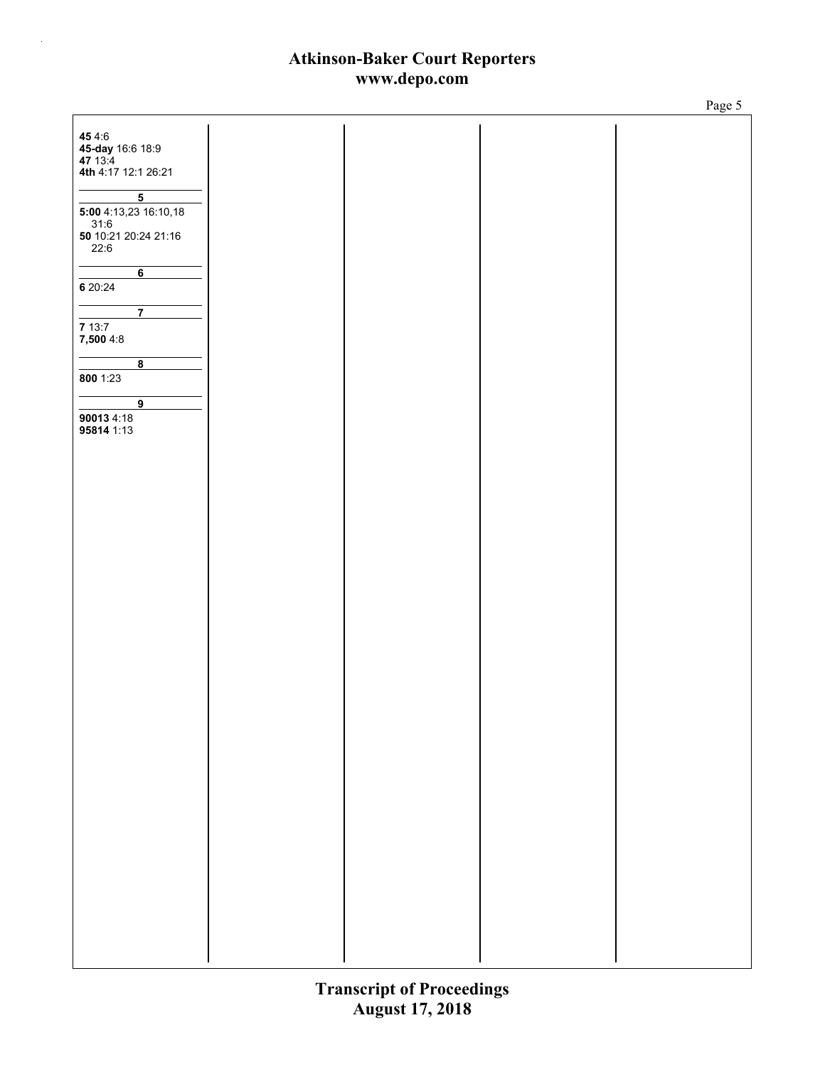**45** 4:6
**45-day** 16:6 18:9
**47** 13:4
**4th** 4:17 12:1 26:21

**5**

**5:00** 4:13,23 16:10,18 31:6
**50** 10:21 20:24 21:16 22:6

**6**

**6** 20:24

**7**

**7** 13:7
**7,500** 4:8

**8**

**800** 1:23

**9**

**90013** 4:18
**95814** 1:13